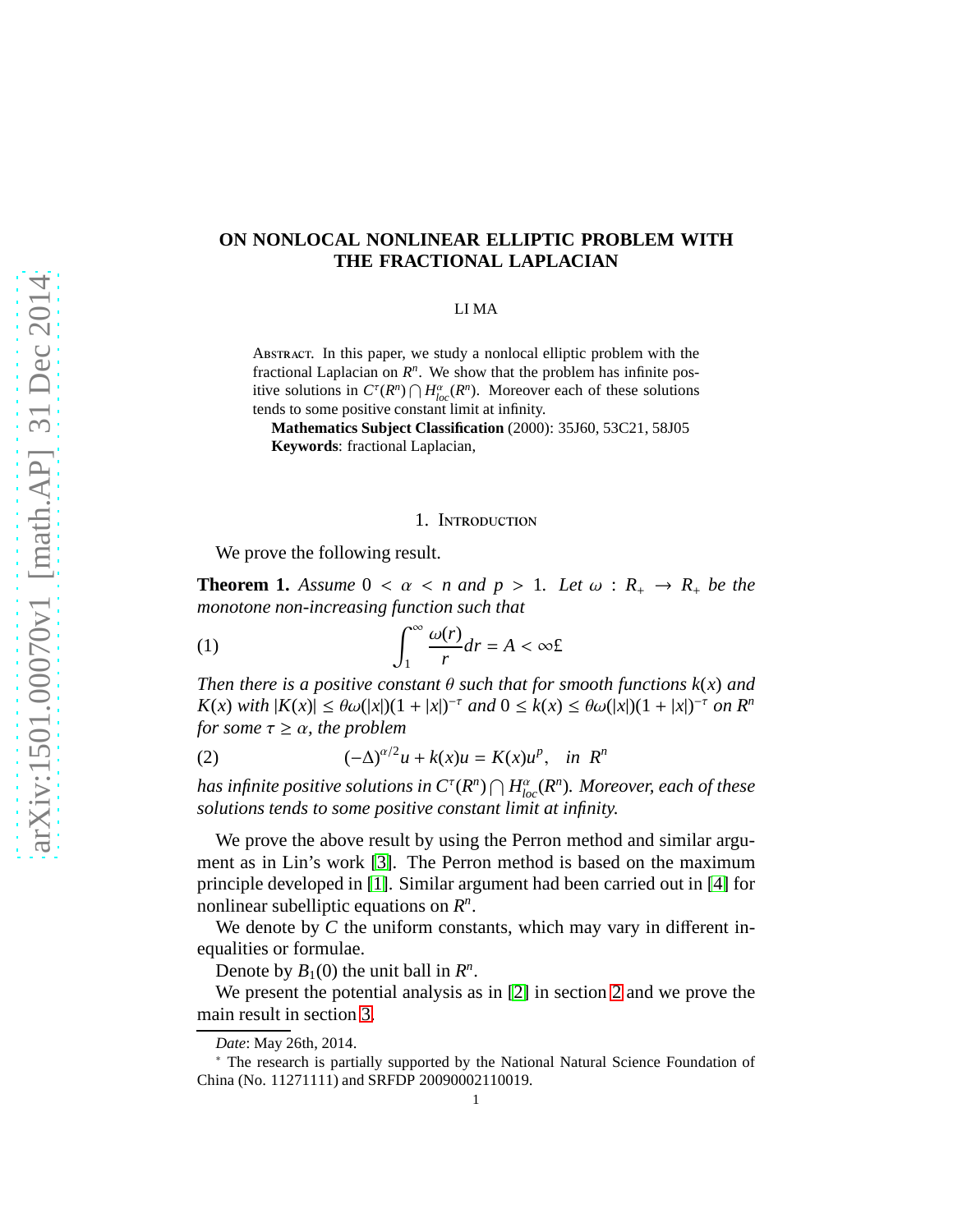# ON NONLOCAL NONLINEAR ELLIPTIC PROBLEM WITH THE FRACTIONAL LAPLACIAN

LI MA

Abstract. In this paper, we study a nonlocal elliptic problem with the fractional Laplacian on $R^n$. We show that the problem has infinite positive solutions in $C^\tau(R^n)\bigcap H^\alpha_{loc}(R^n)$. Moreover each of these solutions tends to some positive constant limit at infinity.

**Mathematics Subject Classification** (2000): 35J60, 53C21, 58J05
**Keywords**: fractional Laplacian,

## 1. Introduction

We prove the following result.

**Theorem 1.** *Assume $0 < \alpha < n$ and $p > 1$. Let $\omega : R_+ \to R_+$ be the monotone non-increasing function such that*

$$\int_1^\infty \frac{\omega(r)}{r} dr = A < \infty£ \tag{1}$$

*Then there is a positive constant $\theta$ such that for smooth functions $k(x)$ and $K(x)$ with $|K(x)| \leq \theta\omega(|x|)(1 + |x|)^{-\tau}$ and $0 \leq k(x) \leq \theta\omega(|x|)(1 + |x|)^{-\tau}$ on $R^n$ for some $\tau \geq \alpha$, the problem*

$$(-\Delta)^{\alpha/2} u + k(x)u = K(x)u^p, \quad in \;\; R^n \tag{2}$$

*has infinite positive solutions in $C^\tau(R^n)\bigcap H^\alpha_{loc}(R^n)$. Moreover, each of these solutions tends to some positive constant limit at infinity.*

We prove the above result by using the Perron method and similar argument as in Lin's work [3]. The Perron method is based on the maximum principle developed in [1]. Similar argument had been carried out in [4] for nonlinear subelliptic equations on $R^n$.

We denote by $C$ the uniform constants, which may vary in different inequalities or formulae.

Denote by $B_1(0)$ the unit ball in $R^n$.

We present the potential analysis as in [2] in section 2 and we prove the main result in section 3.

*Date*: May 26th, 2014.

* The research is partially supported by the National Natural Science Foundation of China (No. 11271111) and SRFDP 20090002110019.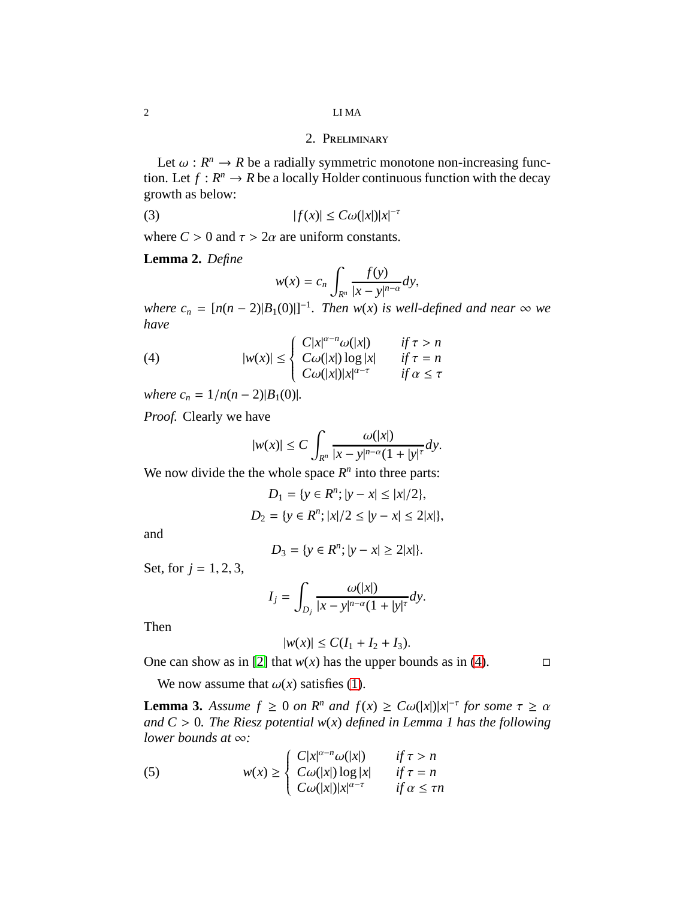## 2. Preliminary

Let $\omega : R^n \to R$ be a radially symmetric monotone non-increasing function. Let $f : R^n \to R$ be a locally Holder continuous function with the decay growth as below:

$$|f(x)| \leq C\omega(|x|)|x|^{-\tau} \tag{3}$$

where $C > 0$ and $\tau > 2\alpha$ are uniform constants.

**Lemma 2.** *Define*

$$w(x) = c_n \int_{R^n} \frac{f(y)}{|x-y|^{n-\alpha}} dy,$$

*where $c_n = [n(n-2)|B_1(0)|]^{-1}$. Then $w(x)$ is well-defined and near $\infty$ we have*

$$|w(x)| \leq \begin{cases} C|x|^{\alpha-n}\omega(|x|) & \text{if } \tau > n \\ C\omega(|x|)\log|x| & \text{if } \tau = n \\ C\omega(|x|)|x|^{\alpha-\tau} & \text{if } \alpha \leq \tau \end{cases} \tag{4}$$

*where $c_n = 1/n(n-2)|B_1(0)|$.*

*Proof.* Clearly we have

$$|w(x)| \leq C \int_{R^n} \frac{\omega(|x|)}{|x-y|^{n-\alpha}(1+|y|^\tau} dy.$$

We now divide the the whole space $R^n$ into three parts:

$$D_1 = \{y \in R^n; |y-x| \leq |x|/2\},$$

$$D_2 = \{y \in R^n; |x|/2 \leq |y-x| \leq 2|x|\},$$

and

$$D_3 = \{y \in R^n; |y-x| \geq 2|x|\}.$$

Set, for $j = 1, 2, 3$,

$$I_j = \int_{D_j} \frac{\omega(|x|)}{|x-y|^{n-\alpha}(1+|y|^\tau} dy.$$

Then

$$|w(x)| \leq C(I_1 + I_2 + I_3).$$

One can show as in [2] that $w(x)$ has the upper bounds as in (4). □

We now assume that $\omega(x)$ satisfies (1).

**Lemma 3.** *Assume $f \geq 0$ on $R^n$ and $f(x) \geq C\omega(|x|)|x|^{-\tau}$ for some $\tau \geq \alpha$ and $C > 0$. The Riesz potential $w(x)$ defined in Lemma 1 has the following lower bounds at $\infty$:*

$$w(x) \geq \begin{cases} C|x|^{\alpha-n}\omega(|x|) & \text{if } \tau > n \\ C\omega(|x|)\log|x| & \text{if } \tau = n \\ C\omega(|x|)|x|^{\alpha-\tau} & \text{if } \alpha \leq \tau n \end{cases} \tag{5}$$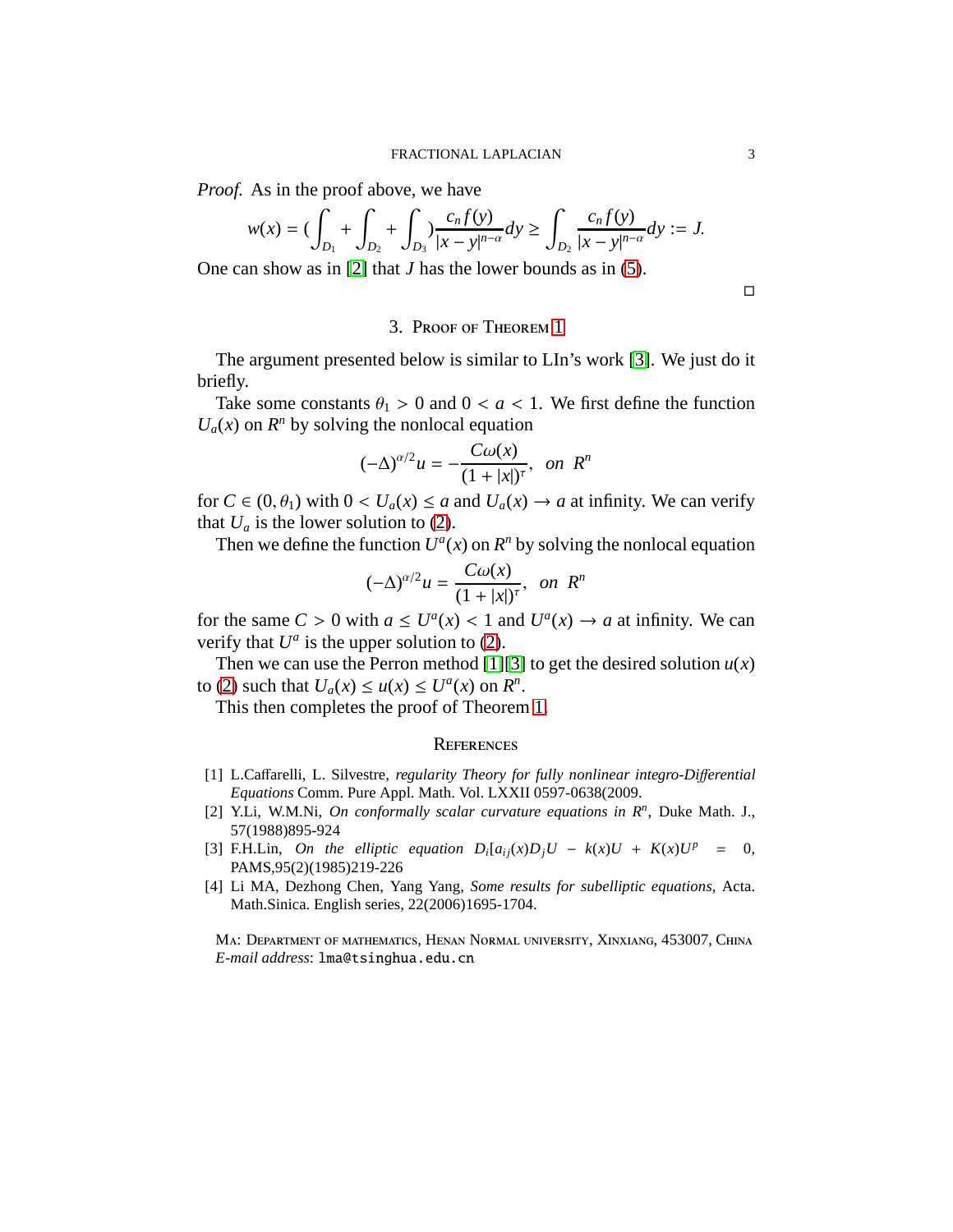*Proof.* As in the proof above, we have

$$w(x) = (\int_{D_1} + \int_{D_2} + \int_{D_3})\frac{c_n f(y)}{|x-y|^{n-\alpha}}dy \geq \int_{D_2} \frac{c_n f(y)}{|x-y|^{n-\alpha}}dy := J.$$

One can show as in [2] that $J$ has the lower bounds as in (5).

□

## 3. Proof of Theorem 1

The argument presented below is similar to LIn's work [3]. We just do it briefly.

Take some constants $\theta_1 > 0$ and $0 < a < 1$. We first define the function $U_a(x)$ on $R^n$ by solving the nonlocal equation

$$(-\Delta)^{\alpha/2}u = -\frac{C\omega(x)}{(1+|x|)^\tau}, \quad on \;\; R^n$$

for $C \in (0, \theta_1)$ with $0 < U_a(x) \leq a$ and $U_a(x) \to a$ at infinity. We can verify that $U_a$ is the lower solution to (2).

Then we define the function $U^a(x)$ on $R^n$ by solving the nonlocal equation

$$(-\Delta)^{\alpha/2}u = \frac{C\omega(x)}{(1+|x|)^\tau}, \quad on \;\; R^n$$

for the same $C > 0$ with $a \leq U^a(x) < 1$ and $U^a(x) \to a$ at infinity. We can verify that $U^a$ is the upper solution to (2).

Then we can use the Perron method [1][3] to get the desired solution $u(x)$ to (2) such that $U_a(x) \leq u(x) \leq U^a(x)$ on $R^n$.

This then completes the proof of Theorem 1.

## References

[1] L.Caffarelli, L. Silvestre, *regularity Theory for fully nonlinear integro-Differential Equations* Comm. Pure Appl. Math. Vol. LXXII 0597-0638(2009.

[2] Y.Li, W.M.Ni, *On conformally scalar curvature equations in $R^n$*, Duke Math. J., 57(1988)895-924

[3] F.H.Lin, *On the elliptic equation $D_i[a_{ij}(x)D_jU - k(x)U + K(x)U^p = 0$*, PAMS,95(2)(1985)219-226

[4] Li MA, Dezhong Chen, Yang Yang, *Some results for subelliptic equations*, Acta. Math.Sinica. English series, 22(2006)1695-1704.

Ma: Department of mathematics, Henan Normal university, Xinxiang, 453007, China
*E-mail address*: lma@tsinghua.edu.cn